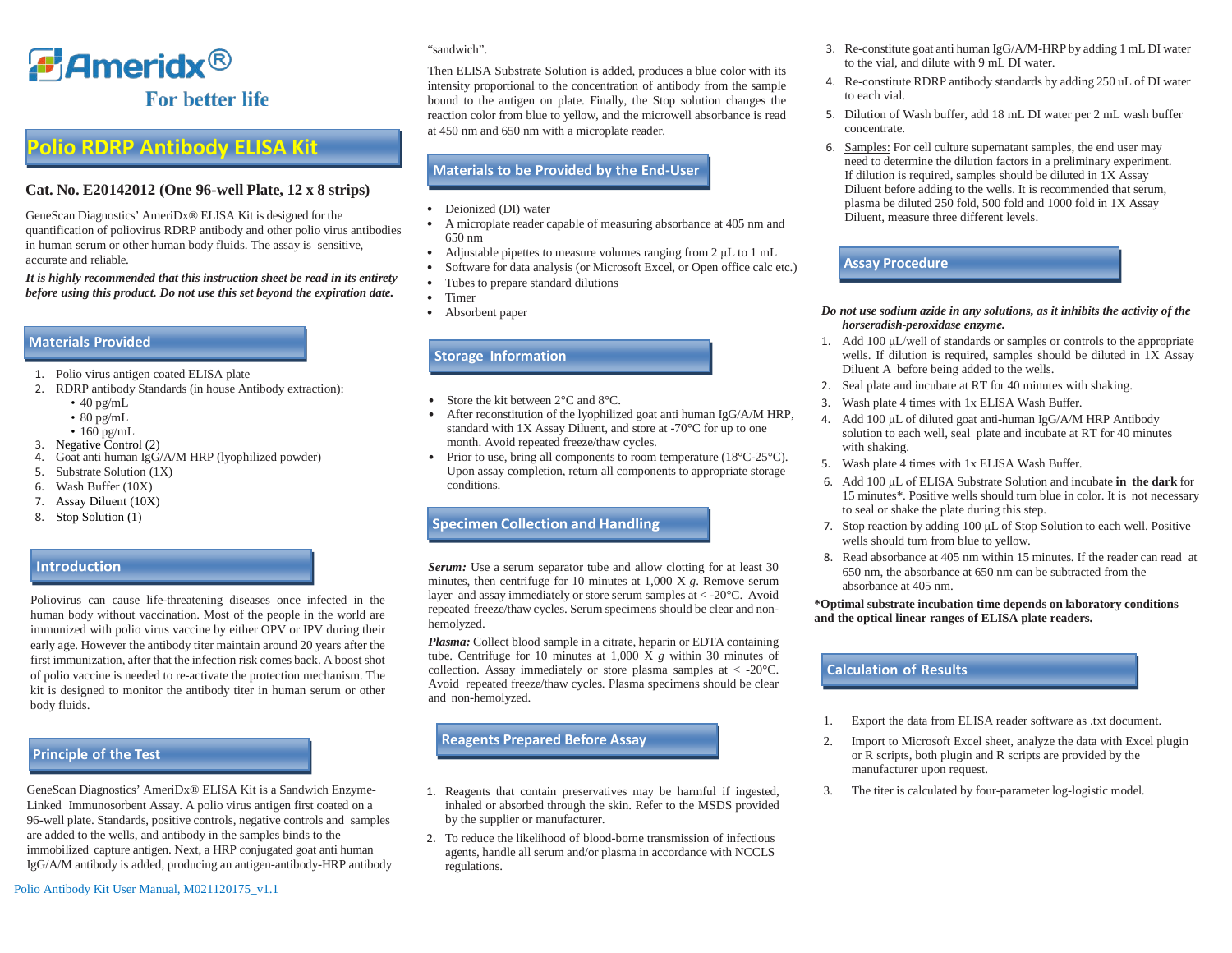# Ameridx®

For better life

# Polio RDRP Antibody ELISA Kit

**Cat. No. E20142012 (One 96-well Plate, 12 x 8 strips)**

GeneScan Diagnostics' AmeriDx® ELISA Kit is designed for the quantification of poliovirus RDRP antibody and other polio virus antibodies in human serum or other human body fluids. The assay is sensitive, accurate and reliable.

***It is highly recommended that this instruction sheet be read in its entirety before using this product. Do not use this set beyond the expiration date.***

## Materials Provided

1. Polio virus antigen coated ELISA plate
2. RDRP antibody Standards (in house Antibody extraction):
   - 40 pg/mL
   - 80 pg/mL
   - 160 pg/mL
3. Negative Control (2)
4. Goat anti human IgG/A/M HRP (lyophilized powder)
5. Substrate Solution (1X)
6. Wash Buffer (10X)
7. Assay Diluent (10X)
8. Stop Solution (1)

## Introduction

Poliovirus can cause life-threatening diseases once infected in the human body without vaccination. Most of the people in the world are immunized with polio virus vaccine by either OPV or IPV during their early age. However the antibody titer maintain around 20 years after the first immunization, after that the infection risk comes back. A boost shot of polio vaccine is needed to re-activate the protection mechanism. The kit is designed to monitor the antibody titer in human serum or other body fluids.

## Principle of the Test

GeneScan Diagnostics' AmeriDx® ELISA Kit is a Sandwich Enzyme-Linked Immunosorbent Assay. A polio virus antigen first coated on a 96-well plate. Standards, positive controls, negative controls and samples are added to the wells, and antibody in the samples binds to the immobilized capture antigen. Next, a HRP conjugated goat anti human IgG/A/M antibody is added, producing an antigen-antibody-HRP antibody "sandwich".

Then ELISA Substrate Solution is added, produces a blue color with its intensity proportional to the concentration of antibody from the sample bound to the antigen on plate. Finally, the Stop solution changes the reaction color from blue to yellow, and the microwell absorbance is read at 450 nm and 650 nm with a microplate reader.

## Materials to be Provided by the End-User

- Deionized (DI) water
- A microplate reader capable of measuring absorbance at 405 nm and 650 nm
- Adjustable pipettes to measure volumes ranging from 2 µL to 1 mL
- Software for data analysis (or Microsoft Excel, or Open office calc etc.)
- Tubes to prepare standard dilutions
- Timer
- Absorbent paper

## Storage Information

- Store the kit between 2°C and 8°C.
- After reconstitution of the lyophilized goat anti human IgG/A/M HRP, standard with 1X Assay Diluent, and store at -70°C for up to one month. Avoid repeated freeze/thaw cycles.
- Prior to use, bring all components to room temperature (18°C-25°C). Upon assay completion, return all components to appropriate storage conditions.

## Specimen Collection and Handling

***Serum:*** Use a serum separator tube and allow clotting for at least 30 minutes, then centrifuge for 10 minutes at 1,000 X *g*. Remove serum layer and assay immediately or store serum samples at < -20°C. Avoid repeated freeze/thaw cycles. Serum specimens should be clear and non-hemolyzed.

***Plasma:*** Collect blood sample in a citrate, heparin or EDTA containing tube. Centrifuge for 10 minutes at 1,000 X *g* within 30 minutes of collection. Assay immediately or store samples at < -20°C. Avoid repeated freeze/thaw cycles. Plasma specimens should be clear and non-hemolyzed.

## Reagents Prepared Before Assay

1. Reagents that contain preservatives may be harmful if ingested, inhaled or absorbed through the skin. Refer to the MSDS provided by the supplier or manufacturer.
2. To reduce the likelihood of blood-borne transmission of infectious agents, handle all serum and/or plasma in accordance with NCCLS regulations.
3. Re-constitute goat anti human IgG/A/M-HRP by adding 1 mL DI water to the vial, and dilute with 9 mL DI water.
4. Re-constitute RDRP antibody standards by adding 250 uL of DI water to each vial.
5. Dilution of Wash buffer, add 18 mL DI water per 2 mL wash buffer concentrate.
6. Samples: For cell culture supernatant samples, the end user may need to determine the dilution factors in a preliminary experiment. If dilution is required, samples should be diluted in 1X Assay Diluent before adding to the wells. It is recommended that serum, plasma be diluted 250 fold, 500 fold and 1000 fold in 1X Assay Diluent, measure three different levels.

## Assay Procedure

***Do not use sodium azide in any solutions, as it inhibits the activity of the horseradish-peroxidase enzyme.***

1. Add 100 µL/well of standards or samples or controls to the appropriate wells. If dilution is required, samples should be diluted in 1X Assay Diluent A before being added to the wells.
2. Seal plate and incubate at RT for 40 minutes with shaking.
3. Wash plate 4 times with 1x ELISA Wash Buffer.
4. Add 100 µL of diluted goat anti-human IgG/A/M HRP Antibody solution to each well, seal plate and incubate at RT for 40 minutes with shaking.
5. Wash plate 4 times with 1x ELISA Wash Buffer.
6. Add 100 µL of ELISA Substrate Solution and incubate **in the dark** for 15 minutes\*. Positive wells should turn blue in color. It is not necessary to seal or shake the plate during this step.
7. Stop reaction by adding 100 µL of Stop Solution to each well. Positive wells should turn from blue to yellow.
8. Read absorbance at 405 nm within 15 minutes. If the reader can read at 650 nm, the absorbance at 650 nm can be subtracted from the absorbance at 405 nm.

**\*Optimal substrate incubation time depends on laboratory conditions and the optical linear ranges of ELISA plate readers.**

## Calculation of Results

1. Export the data from ELISA reader software as .txt document.
2. Import to Microsoft Excel sheet, analyze the data with Excel plugin or R scripts, both plugin and R scripts are provided by the manufacturer upon request.
3. The titer is calculated by four-parameter log-logistic model.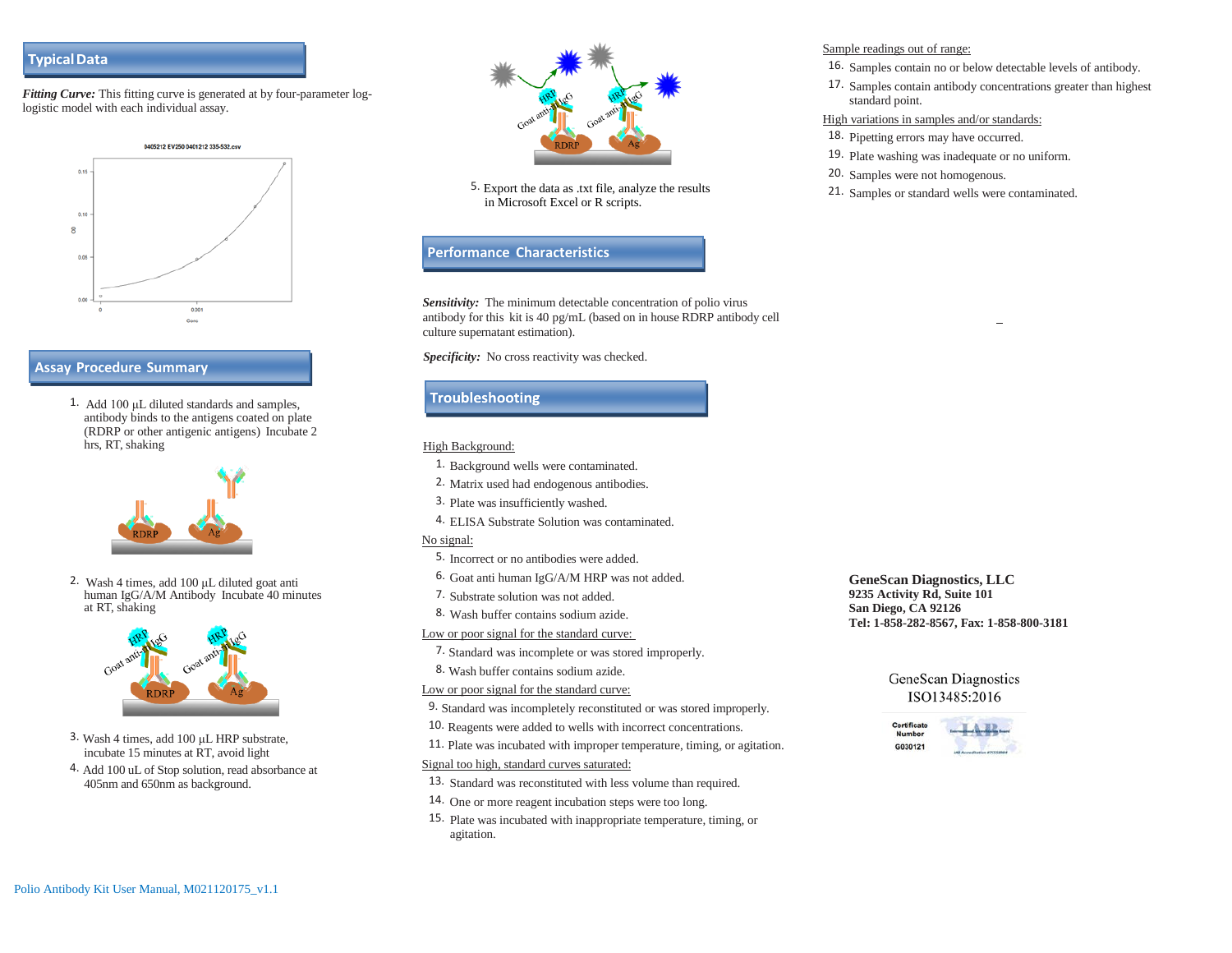## Typical Data

***Fitting Curve:*** This fitting curve is generated at by four-parameter log-logistic model with each individual assay.

0405212 EV250 0401212 335-532.csv

0.15

0.10

0.05

0.00

OD

0

0.001

Conc

## Assay Procedure Summary

1. Add 100 µL diluted standards and samples, antibody binds to the antigens coated on plate (RDRP or other antigenic antigens) Incubate 2 hrs, RT, shaking

RDRP

Ag

2. Wash 4 times, add 100 µL diluted goat anti human IgG/A/M Antibody Incubate 40 minutes at RT, shaking

HRP

Goat anti-IgG

RDRP

HRP

Goat anti-IgG

Ag

3. Wash 4 times, add 100 µL HRP substrate, incubate 15 minutes at RT, avoid light
4. Add 100 uL of Stop solution, read absorbance at 405nm and 650nm as background.

HRP

Goat anti-IgG

RDRP

HRP

Goat anti-IgG

Ag

5. Export the data as .txt file, analyze the results in Microsoft Excel or R scripts.

## Performance Characteristics

***Sensitivity:*** The minimum detectable concentration of polio virus antibody for this kit is 40 pg/mL (based on in house RDRP antibody cell culture supernatant estimation).

***Specificity:*** No cross reactivity was checked.

## Troubleshooting

High Background:

1. Background wells were contaminated.
2. Matrix used had endogenous antibodies.
3. Plate was insufficiently washed.
4. ELISA Substrate Solution was contaminated.

No signal:

5. Incorrect or no antibodies were added.
6. Goat anti human IgG/A/M HRP was not added.
7. Substrate solution was not added.
8. Wash buffer contains sodium azide.

Low or poor signal for the standard curve:

7. Standard was incomplete or was stored improperly.
8. Wash buffer contains sodium azide.

Low or poor signal for the standard curve:

9. Standard was incompletely reconstituted or was stored improperly.
10. Reagents were added to wells with incorrect concentrations.
11. Plate was incubated with improper temperature, timing, or agitation.

Signal too high, standard curves saturated:

13. Standard was reconstituted with less volume than required.
14. One or more reagent incubation steps were too long.
15. Plate was incubated with inappropriate temperature, timing, or agitation.

Sample readings out of range:

16. Samples contain no or below detectable levels of antibody.
17. Samples contain antibody concentrations greater than highest standard point.

High variations in samples and/or standards:

18. Pipetting errors may have occurred.
19. Plate washing was inadequate or no uniform.
20. Samples were not homogenous.
21. Samples or standard wells were contaminated.

**GeneScan Diagnostics, LLC**
**9235 Activity Rd, Suite 101**
**San Diego, CA 92126**
**Tel: 1-858-282-8567, Fax: 1-858-800-3181**

GeneScan Diagnostics
ISO13485:2016

Certificate Number G030121

Polio Antibody Kit User Manual, M021120175_v1.1